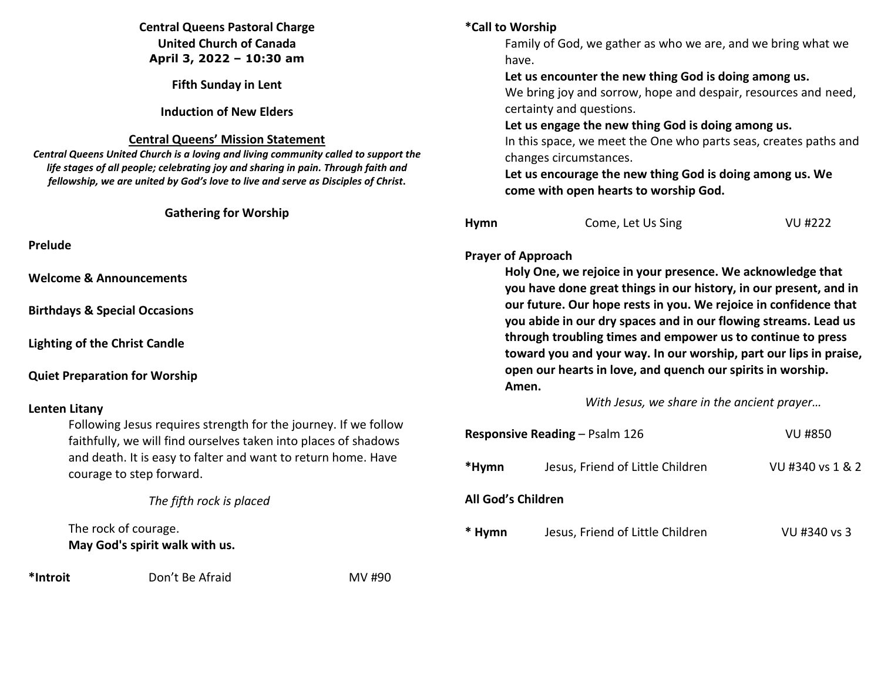**Central Queens Pastoral Charge**
**United Church of Canada**
**April 3, 2022 – 10:30 am**

**Fifth Sunday in Lent**

**Induction of New Elders**

**Central Queens' Mission Statement**

***Central Queens United Church is a loving and living community called to support the life stages of all people; celebrating joy and sharing in pain. Through faith and fellowship, we are united by God's love to live and serve as Disciples of Christ.***

**Gathering for Worship**

**Prelude**

**Welcome & Announcements**

**Birthdays & Special Occasions**

**Lighting of the Christ Candle**

**Quiet Preparation for Worship**

**Lenten Litany**

Following Jesus requires strength for the journey. If we follow faithfully, we will find ourselves taken into places of shadows and death. It is easy to falter and want to return home. Have courage to step forward.

*The fifth rock is placed*

The rock of courage.
**May God's spirit walk with us.**

**\*Introit** Don't Be Afraid MV #90

**\*Call to Worship**

Family of God, we gather as who we are, and we bring what we have.
**Let us encounter the new thing God is doing among us.**
We bring joy and sorrow, hope and despair, resources and need, certainty and questions.
**Let us engage the new thing God is doing among us.**
In this space, we meet the One who parts seas, creates paths and changes circumstances.
**Let us encourage the new thing God is doing among us. We come with open hearts to worship God.**

**Hymn** Come, Let Us Sing VU #222

**Prayer of Approach**

**Holy One, we rejoice in your presence. We acknowledge that you have done great things in our history, in our present, and in our future. Our hope rests in you. We rejoice in confidence that you abide in our dry spaces and in our flowing streams. Lead us through troubling times and empower us to continue to press toward you and your way. In our worship, part our lips in praise, open our hearts in love, and quench our spirits in worship. Amen.**

*With Jesus, we share in the ancient prayer…*

**Responsive Reading** – Psalm 126 VU #850

**\*Hymn** Jesus, Friend of Little Children VU #340 vs 1 & 2

**All God's Children**

**\* Hymn** Jesus, Friend of Little Children VU #340 vs 3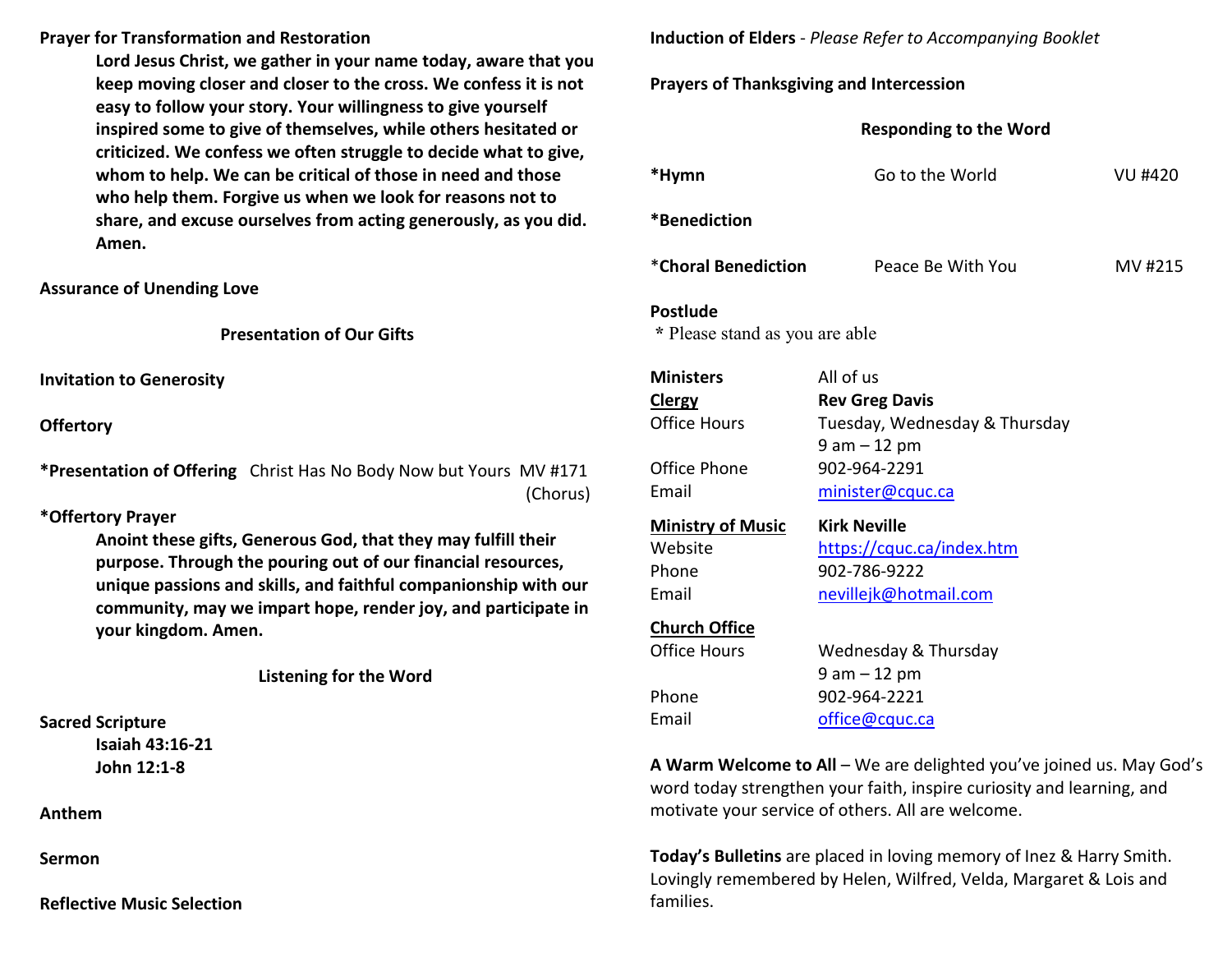**Prayer for Transformation and Restoration**

> **Lord Jesus Christ, we gather in your name today, aware that you keep moving closer and closer to the cross. We confess it is not easy to follow your story. Your willingness to give yourself inspired some to give of themselves, while others hesitated or criticized. We confess we often struggle to decide what to give, whom to help. We can be critical of those in need and those who help them. Forgive us when we look for reasons not to share, and excuse ourselves from acting generously, as you did. Amen.**

**Assurance of Unending Love**

## Presentation of Our Gifts

**Invitation to Generosity**

**Offertory**

**\*Presentation of Offering** Christ Has No Body Now but Yours MV #171 (Chorus)

**\*Offertory Prayer**

> **Anoint these gifts, Generous God, that they may fulfill their purpose. Through the pouring out of our financial resources, unique passions and skills, and faithful companionship with our community, may we impart hope, render joy, and participate in your kingdom. Amen.**

## Listening for the Word

**Sacred Scripture**

> **Isaiah 43:16-21**
> **John 12:1-8**

**Anthem**

**Sermon**

**Reflective Music Selection**

**Induction of Elders** - *Please Refer to Accompanying Booklet*

**Prayers of Thanksgiving and Intercession**

## Responding to the Word

**\*Hymn** Go to the World VU #420

**\*Benediction**

\***Choral Benediction** Peace Be With You MV #215

**Postlude**

\* Please stand as you are able

| | |
|---|---|
| **Ministers** | All of us |
| **Clergy** | **Rev Greg Davis** |
| Office Hours | Tuesday, Wednesday & Thursday 9 am – 12 pm |
| Office Phone | 902-964-2291 |
| Email | minister@cquc.ca |
| **Ministry of Music** | **Kirk Neville** |
| Website | https://cquc.ca/index.htm |
| Phone | 902-786-9222 |
| Email | nevillejk@hotmail.com |
| **Church Office** | |
| Office Hours | Wednesday & Thursday 9 am – 12 pm |
| Phone | 902-964-2221 |
| Email | office@cquc.ca |

**A Warm Welcome to All** – We are delighted you've joined us. May God's word today strengthen your faith, inspire curiosity and learning, and motivate your service of others. All are welcome.

**Today's Bulletins** are placed in loving memory of Inez & Harry Smith. Lovingly remembered by Helen, Wilfred, Velda, Margaret & Lois and families.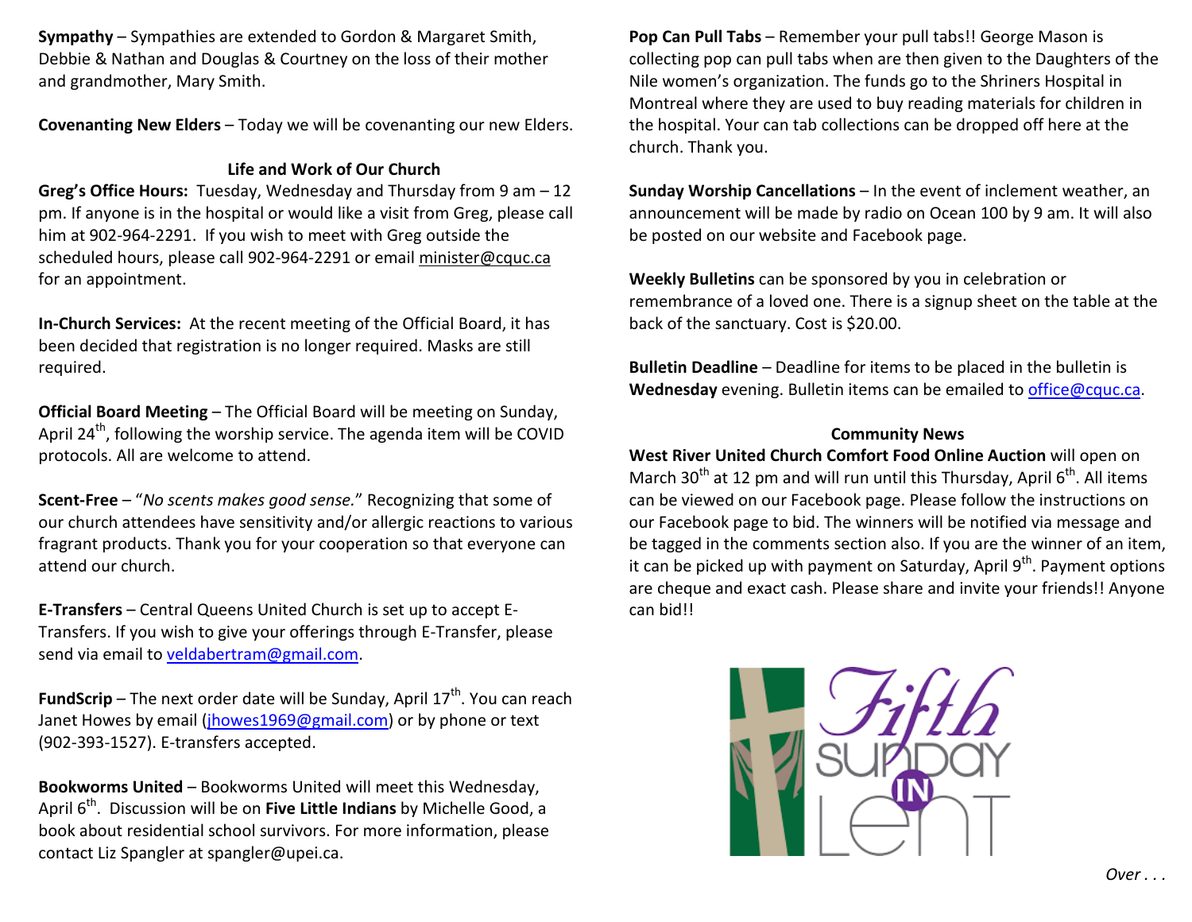**Sympathy** – Sympathies are extended to Gordon & Margaret Smith, Debbie & Nathan and Douglas & Courtney on the loss of their mother and grandmother, Mary Smith.

**Covenanting New Elders** – Today we will be covenanting our new Elders.

## Life and Work of Our Church

**Greg's Office Hours:** Tuesday, Wednesday and Thursday from 9 am – 12 pm. If anyone is in the hospital or would like a visit from Greg, please call him at 902-964-2291. If you wish to meet with Greg outside the scheduled hours, please call 902-964-2291 or email minister@cquc.ca for an appointment.

**In-Church Services:** At the recent meeting of the Official Board, it has been decided that registration is no longer required. Masks are still required.

**Official Board Meeting** – The Official Board will be meeting on Sunday, April 24th, following the worship service. The agenda item will be COVID protocols. All are welcome to attend.

**Scent-Free** – "*No scents makes good sense.*" Recognizing that some of our church attendees have sensitivity and/or allergic reactions to various fragrant products. Thank you for your cooperation so that everyone can attend our church.

**E-Transfers** – Central Queens United Church is set up to accept E-Transfers. If you wish to give your offerings through E-Transfer, please send via email to veldabertram@gmail.com.

**FundScrip** – The next order date will be Sunday, April 17th. You can reach Janet Howes by email (jhowes1969@gmail.com) or by phone or text (902-393-1527). E-transfers accepted.

**Bookworms United** – Bookworms United will meet this Wednesday, April 6th. Discussion will be on **Five Little Indians** by Michelle Good, a book about residential school survivors. For more information, please contact Liz Spangler at spangler@upei.ca.

**Pop Can Pull Tabs** – Remember your pull tabs!! George Mason is collecting pop can pull tabs when are then given to the Daughters of the Nile women's organization. The funds go to the Shriners Hospital in Montreal where they are used to buy reading materials for children in the hospital. Your can tab collections can be dropped off here at the church. Thank you.

**Sunday Worship Cancellations** – In the event of inclement weather, an announcement will be made by radio on Ocean 100 by 9 am. It will also be posted on our website and Facebook page.

**Weekly Bulletins** can be sponsored by you in celebration or remembrance of a loved one. There is a signup sheet on the table at the back of the sanctuary. Cost is $20.00.

**Bulletin Deadline** – Deadline for items to be placed in the bulletin is **Wednesday** evening. Bulletin items can be emailed to office@cquc.ca.

## Community News

**West River United Church Comfort Food Online Auction** will open on March 30th at 12 pm and will run until this Thursday, April 6th. All items can be viewed on our Facebook page. Please follow the instructions on our Facebook page to bid. The winners will be notified via message and be tagged in the comments section also. If you are the winner of an item, it can be picked up with payment on Saturday, April 9th. Payment options are cheque and exact cash. Please share and invite your friends!! Anyone can bid!!

Fifth Sunday in Lent

*Over . . .*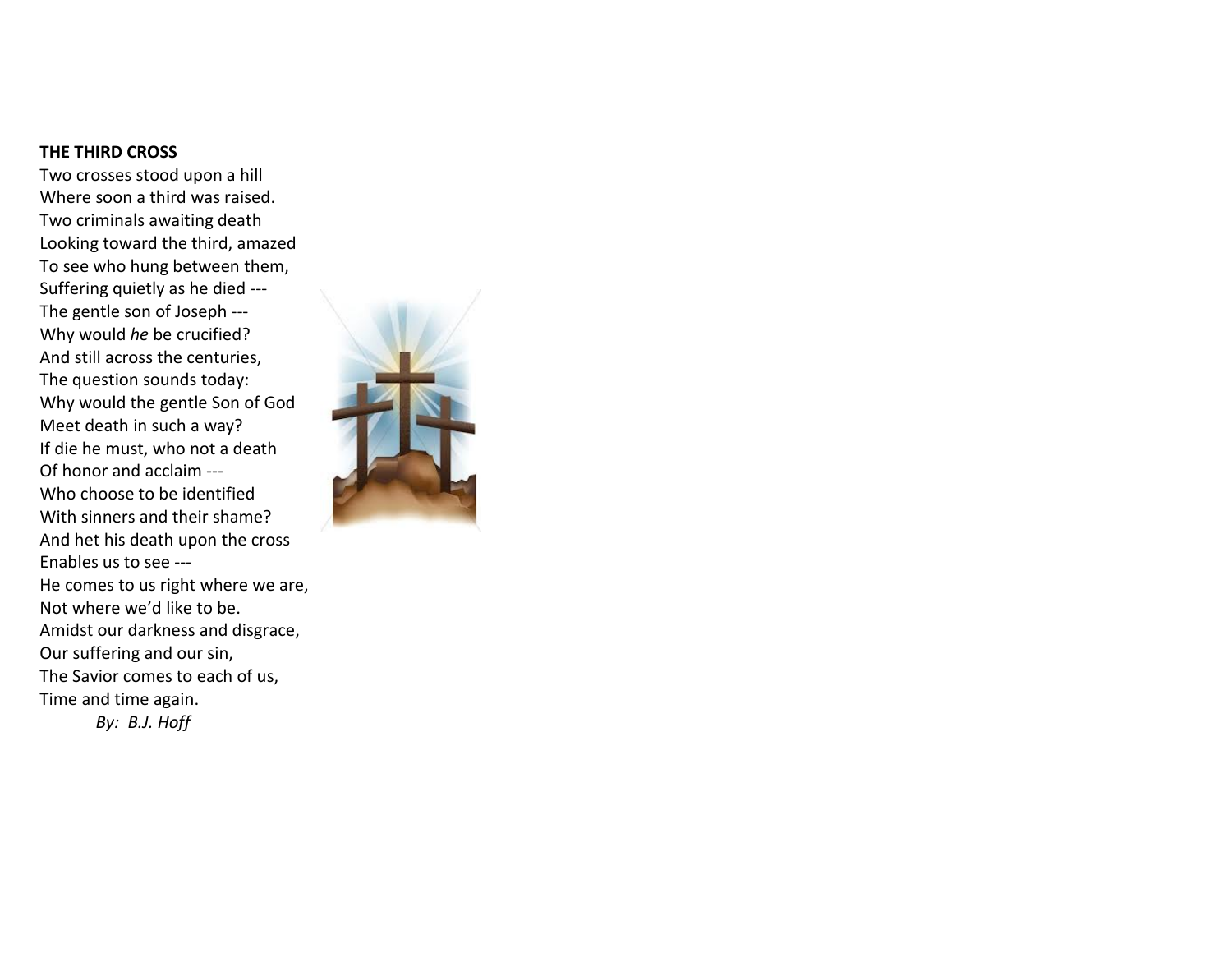**THE THIRD CROSS**

Two crosses stood upon a hill
Where soon a third was raised.
Two criminals awaiting death
Looking toward the third, amazed
To see who hung between them,
Suffering quietly as he died ---
The gentle son of Joseph ---
Why would *he* be crucified?
And still across the centuries,
The question sounds today:
Why would the gentle Son of God
Meet death in such a way?
If die he must, who not a death
Of honor and acclaim ---
Who choose to be identified
With sinners and their shame?
And het his death upon the cross
Enables us to see ---
He comes to us right where we are,
Not where we'd like to be.
Amidst our darkness and disgrace,
Our suffering and our sin,
The Savior comes to each of us,
Time and time again.

*By: B.J. Hoff*